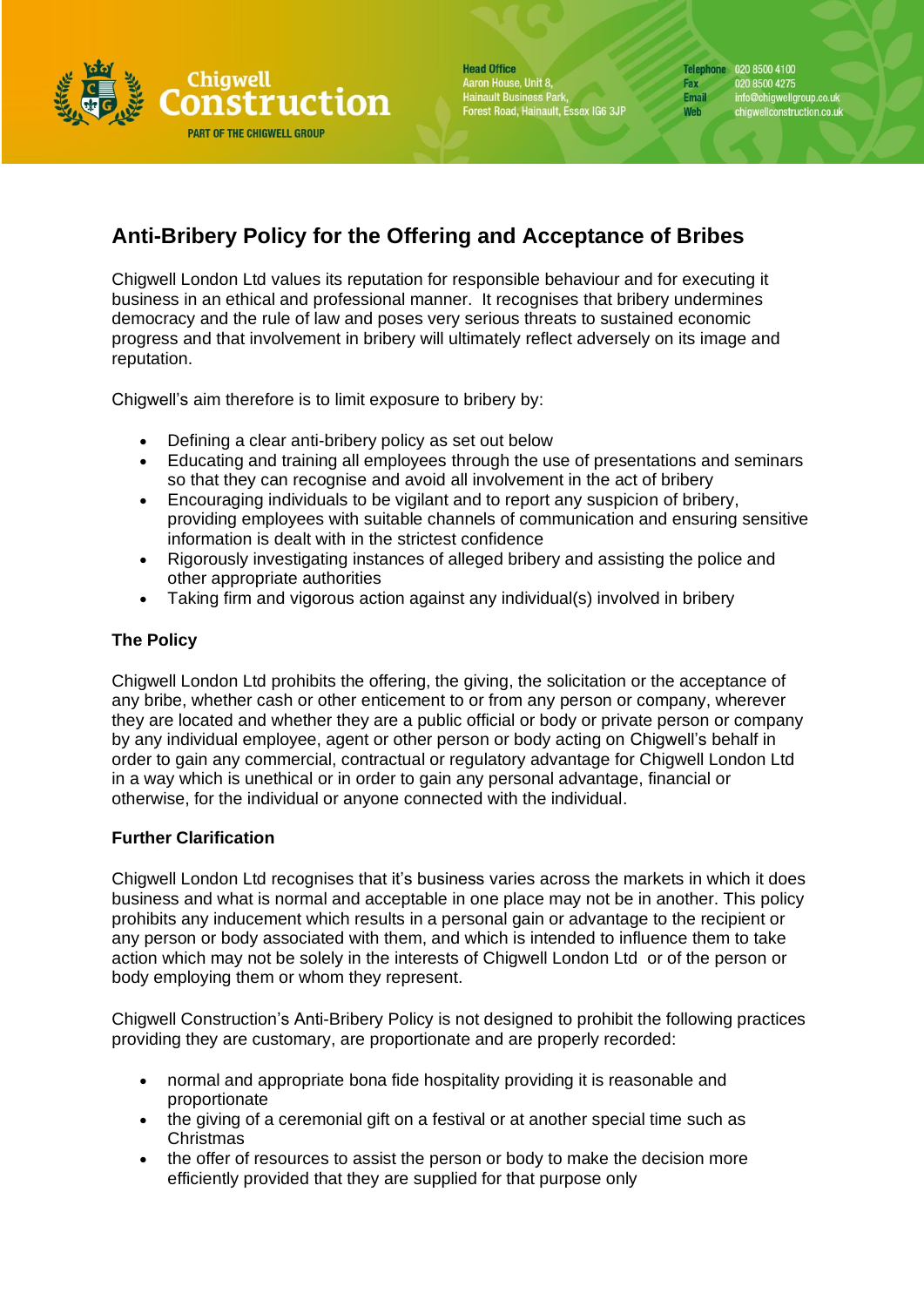# Anti-Bribery Policy for the Offering and Acceptance of Bribes

Chigwell London Ltd values its reputation for responsible behaviour and for executing it business in an ethical and professional manner. It recognises that bribery undermines democracy and the rule of law and poses very serious threats to sustained economic progress and that involvement in bribery will ultimately reflect adversely on its image and reputation.

Chigwell's aim therefore is to limit exposure to bribery by:

- Defining a clear anti-bribery policy as set out below
- Educating and training all employees through the use of presentations and seminars so that they can recognise and avoid all involvement in the act of bribery
- Encouraging individuals to be vigilant and to report any suspicion of bribery, providing employees with suitable channels of communication and ensuring sensitive information is dealt with in the strictest confidence
- Rigorously investigating instances of alleged bribery and assisting the police and other appropriate authorities
- Taking firm and vigorous action against any individual(s) involved in bribery

**The Policy**

Chigwell London Ltd prohibits the offering, the giving, the solicitation or the acceptance of any bribe, whether cash or other enticement to or from any person or company, wherever they are located and whether they are a public official or body or private person or company by any individual employee, agent or other person or body acting on Chigwell's behalf in order to gain any commercial, contractual or regulatory advantage for Chigwell London Ltd in a way which is unethical or in order to gain any personal advantage, financial or otherwise, for the individual or anyone connected with the individual.

**Further Clarification**

Chigwell London Ltd recognises that it's business varies across the markets in which it does business and what is normal and acceptable in one place may not be in another. This policy prohibits any inducement which results in a personal gain or advantage to the recipient or any person or body associated with them, and which is intended to influence them to take action which may not be solely in the interests of Chigwell London Ltd or of the person or body employing them or whom they represent.

Chigwell Construction's Anti-Bribery Policy is not designed to prohibit the following practices providing they are customary, are proportionate and are properly recorded:

- normal and appropriate bona fide hospitality providing it is reasonable and proportionate
- the giving of a ceremonial gift on a festival or at another special time such as Christmas
- the offer of resources to assist the person or body to make the decision more efficiently provided that they are supplied for that purpose only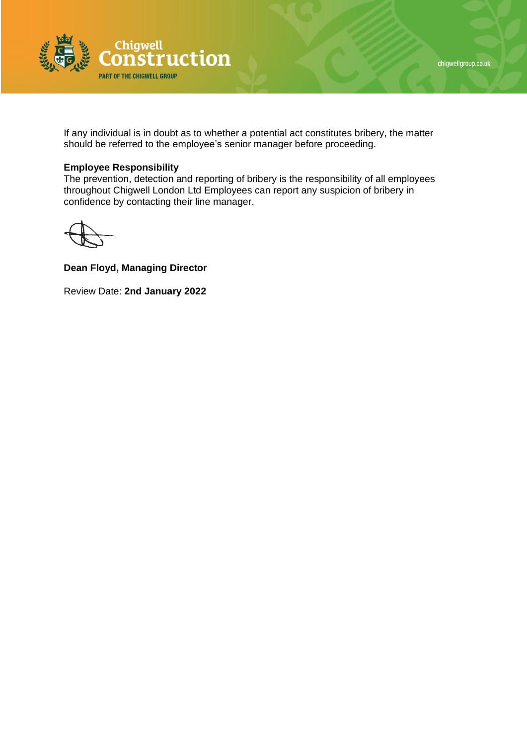If any individual is in doubt as to whether a potential act constitutes bribery, the matter should be referred to the employee's senior manager before proceeding.

**Employee Responsibility**

The prevention, detection and reporting of bribery is the responsibility of all employees throughout Chigwell London Ltd Employees can report any suspicion of bribery in confidence by contacting their line manager.

**Dean Floyd, Managing Director**

Review Date: **2nd January 2022**